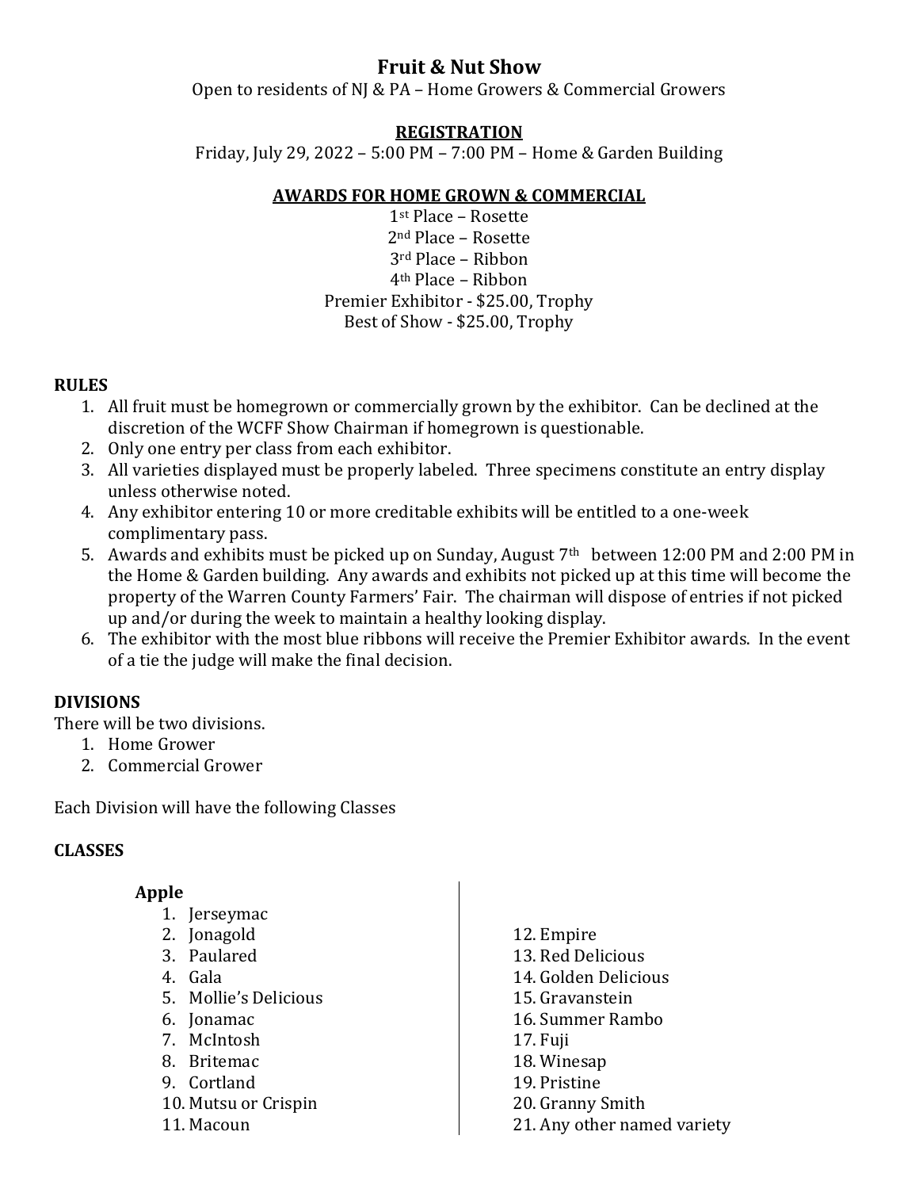# Fruit & Nut Show

Open to residents of NJ & PA – Home Growers & Commercial Growers

**REGISTRATION**

Friday, July 29, 2022 – 5:00 PM – 7:00 PM – Home & Garden Building

**AWARDS FOR HOME GROWN & COMMERCIAL**

1st Place – Rosette
2nd Place – Rosette
3rd Place – Ribbon
4th Place – Ribbon
Premier Exhibitor - $25.00, Trophy
Best of Show - $25.00, Trophy

## RULES

1. All fruit must be homegrown or commercially grown by the exhibitor. Can be declined at the discretion of the WCFF Show Chairman if homegrown is questionable.
2. Only one entry per class from each exhibitor.
3. All varieties displayed must be properly labeled. Three specimens constitute an entry display unless otherwise noted.
4. Any exhibitor entering 10 or more creditable exhibits will be entitled to a one-week complimentary pass.
5. Awards and exhibits must be picked up on Sunday, August 7th between 12:00 PM and 2:00 PM in the Home & Garden building. Any awards and exhibits not picked up at this time will become the property of the Warren County Farmers' Fair. The chairman will dispose of entries if not picked up and/or during the week to maintain a healthy looking display.
6. The exhibitor with the most blue ribbons will receive the Premier Exhibitor awards. In the event of a tie the judge will make the final decision.

## DIVISIONS

There will be two divisions.

1. Home Grower
2. Commercial Grower

Each Division will have the following Classes

## CLASSES

### Apple

1. Jerseymac
2. Jonagold
3. Paulared
4. Gala
5. Mollie's Delicious
6. Jonamac
7. McIntosh
8. Britemac
9. Cortland
10. Mutsu or Crispin
11. Macoun
12. Empire
13. Red Delicious
14. Golden Delicious
15. Gravanstein
16. Summer Rambo
17. Fuji
18. Winesap
19. Pristine
20. Granny Smith
21. Any other named variety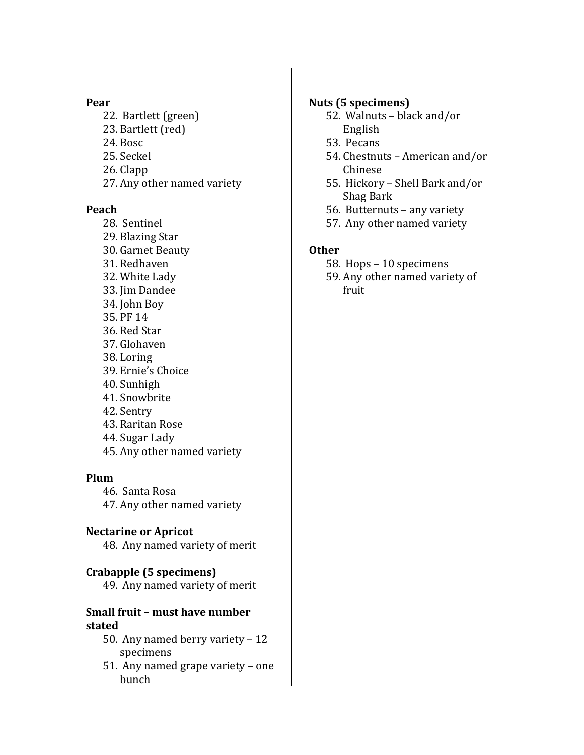**Pear**

22. Bartlett (green)
23. Bartlett (red)
24. Bosc
25. Seckel
26. Clapp
27. Any other named variety

**Peach**

28. Sentinel
29. Blazing Star
30. Garnet Beauty
31. Redhaven
32. White Lady
33. Jim Dandee
34. John Boy
35. PF 14
36. Red Star
37. Glohaven
38. Loring
39. Ernie's Choice
40. Sunhigh
41. Snowbrite
42. Sentry
43. Raritan Rose
44. Sugar Lady
45. Any other named variety

**Plum**

46. Santa Rosa
47. Any other named variety

**Nectarine or Apricot**

48. Any named variety of merit

**Crabapple (5 specimens)**

49. Any named variety of merit

**Small fruit – must have number stated**

50. Any named berry variety – 12 specimens
51. Any named grape variety – one bunch

**Nuts (5 specimens)**

52. Walnuts – black and/or English
53. Pecans
54. Chestnuts – American and/or Chinese
55. Hickory – Shell Bark and/or Shag Bark
56. Butternuts – any variety
57. Any other named variety

**Other**

58. Hops – 10 specimens
59. Any other named variety of fruit